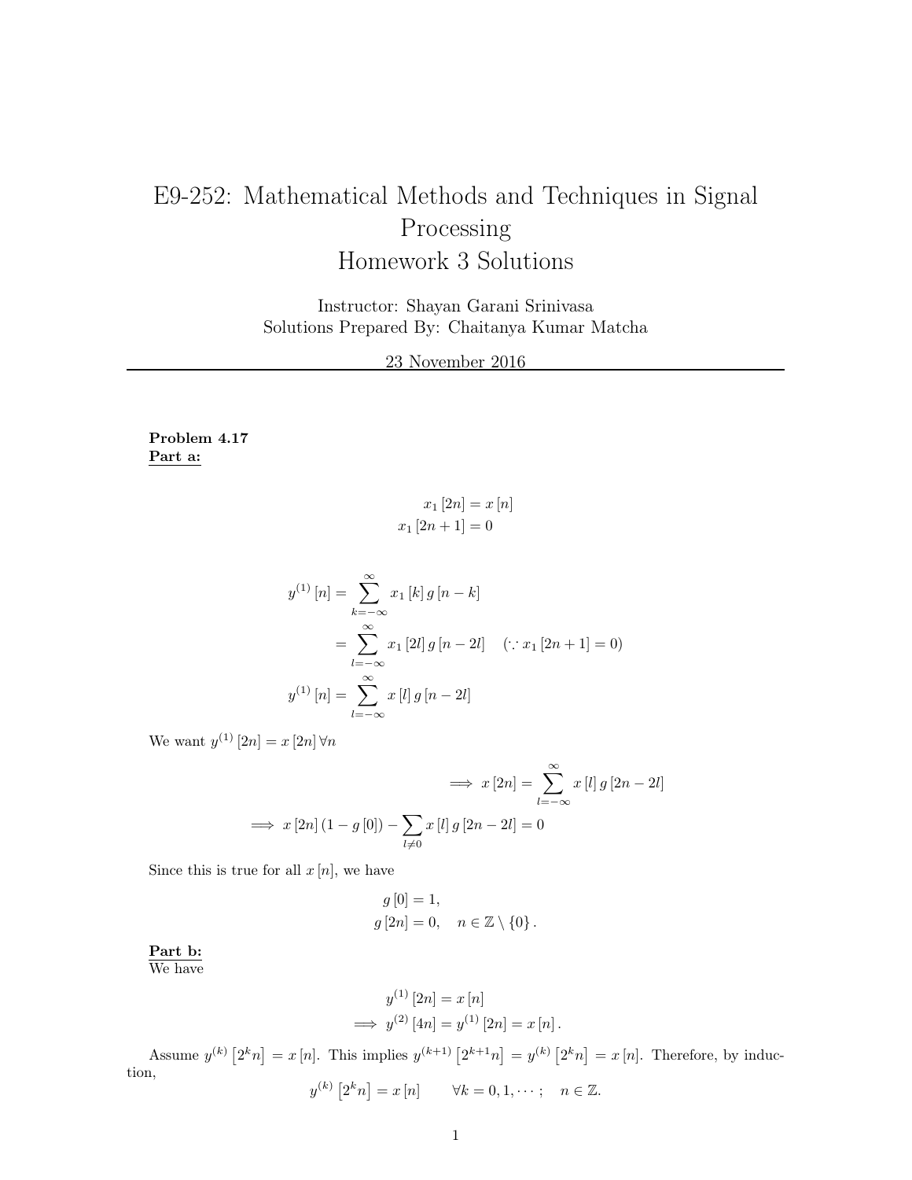# E9-252: Mathematical Methods and Techniques in Signal Processing
# Homework 3 Solutions

Instructor: Shayan Garani Srinivasa
Solutions Prepared By: Chaitanya Kumar Matcha

23 November 2016

---

**Problem 4.17**
**Part a:**

$$x_1[2n] = x[n]$$
$$x_1[2n+1] = 0$$

$$\begin{aligned}
y^{(1)}[n] &= \sum_{k=-\infty}^{\infty} x_1[k]\, g[n-k] \\
&= \sum_{l=-\infty}^{\infty} x_1[2l]\, g[n-2l] \quad (\because x_1[2n+1] = 0) \\
y^{(1)}[n] &= \sum_{l=-\infty}^{\infty} x[l]\, g[n-2l]
\end{aligned}$$

We want $y^{(1)}[2n] = x[2n]\,\forall n$

$$\implies x[2n] = \sum_{l=-\infty}^{\infty} x[l]\, g[2n-2l]$$

$$\implies x[2n](1 - g[0]) - \sum_{l \neq 0} x[l]\, g[2n-2l] = 0$$

Since this is true for all $x[n]$, we have

$$g[0] = 1,$$
$$g[2n] = 0, \quad n \in \mathbb{Z} \setminus \{0\}.$$

**Part b:**
We have

$$y^{(1)}[2n] = x[n]$$
$$\implies y^{(2)}[4n] = y^{(1)}[2n] = x[n].$$

Assume $y^{(k)}[2^k n] = x[n]$. This implies $y^{(k+1)}[2^{k+1} n] = y^{(k)}[2^k n] = x[n]$. Therefore, by induction,

$$y^{(k)}[2^k n] = x[n] \qquad \forall k = 0, 1, \cdots; \quad n \in \mathbb{Z}.$$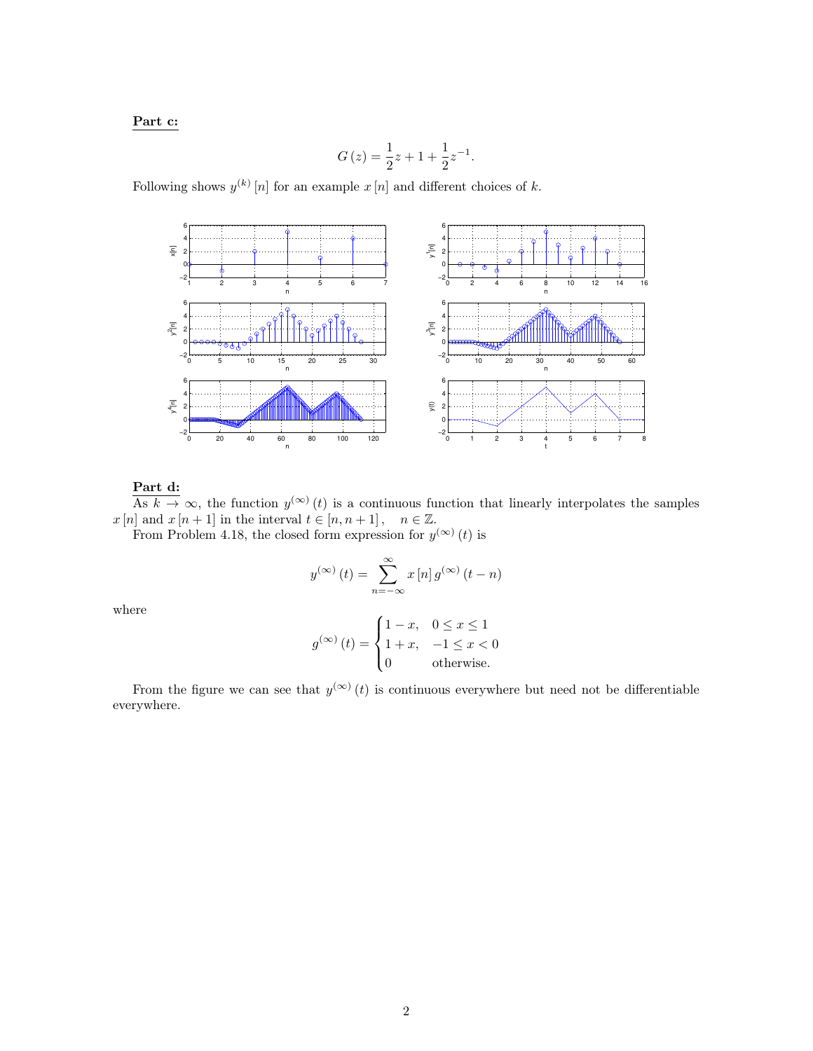**Part c:**

$$G(z) = \frac{1}{2}z + 1 + \frac{1}{2}z^{-1}.$$

Following shows $y^{(k)}[n]$ for an example $x[n]$ and different choices of $k$.

**Part d:**

As $k \to \infty$, the function $y^{(\infty)}(t)$ is a continuous function that linearly interpolates the samples $x[n]$ and $x[n+1]$ in the interval $t \in [n, n+1]$, $\quad n \in \mathbb{Z}$.

From Problem 4.18, the closed form expression for $y^{(\infty)}(t)$ is

$$y^{(\infty)}(t) = \sum_{n=-\infty}^{\infty} x[n]\, g^{(\infty)}(t-n)$$

where

$$g^{(\infty)}(t) = \begin{cases} 1-x, & 0 \le x \le 1 \\ 1+x, & -1 \le x < 0 \\ 0 & \text{otherwise.} \end{cases}$$

From the figure we can see that $y^{(\infty)}(t)$ is continuous everywhere but need not be differentiable everywhere.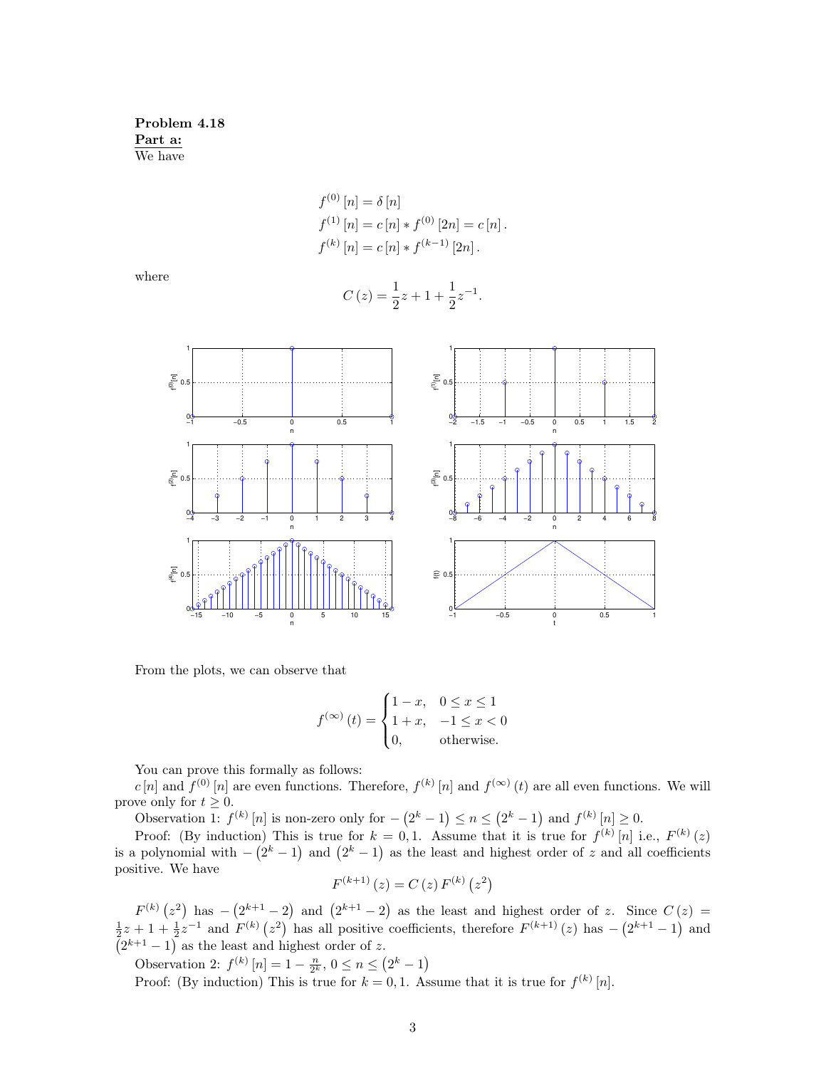**Problem 4.18**

**Part a:**

We have

$$f^{(0)}[n] = \delta[n]$$
$$f^{(1)}[n] = c[n] * f^{(0)}[2n] = c[n].$$
$$f^{(k)}[n] = c[n] * f^{(k-1)}[2n].$$

where

$$C(z) = \frac{1}{2}z + 1 + \frac{1}{2}z^{-1}.$$

From the plots, we can observe that

$$f^{(\infty)}(t) = \begin{cases} 1-x, & 0 \le x \le 1 \\ 1+x, & -1 \le x < 0 \\ 0, & \text{otherwise.} \end{cases}$$

You can prove this formally as follows:

$c[n]$ and $f^{(0)}[n]$ are even functions. Therefore, $f^{(k)}[n]$ and $f^{(\infty)}(t)$ are all even functions. We will prove only for $t \ge 0$.

Observation 1: $f^{(k)}[n]$ is non-zero only for $-\left(2^k - 1\right) \le n \le \left(2^k - 1\right)$ and $f^{(k)}[n] \ge 0$.

Proof: (By induction) This is true for $k = 0, 1$. Assume that it is true for $f^{(k)}[n]$ i.e., $F^{(k)}(z)$ is a polynomial with $-\left(2^k - 1\right)$ and $\left(2^k - 1\right)$ as the least and highest order of $z$ and all coefficients positive. We have

$$F^{(k+1)}(z) = C(z)\, F^{(k)}\left(z^2\right)$$

$F^{(k)}\left(z^2\right)$ has $-\left(2^{k+1} - 2\right)$ and $\left(2^{k+1} - 2\right)$ as the least and highest order of $z$. Since $C(z) = \frac{1}{2}z + 1 + \frac{1}{2}z^{-1}$ and $F^{(k)}\left(z^2\right)$ has all positive coefficients, therefore $F^{(k+1)}(z)$ has $-\left(2^{k+1} - 1\right)$ and $\left(2^{k+1} - 1\right)$ as the least and highest order of $z$.

Observation 2: $f^{(k)}[n] = 1 - \frac{n}{2^k}$, $0 \le n \le \left(2^k - 1\right)$

Proof: (By induction) This is true for $k = 0, 1$. Assume that it is true for $f^{(k)}[n]$.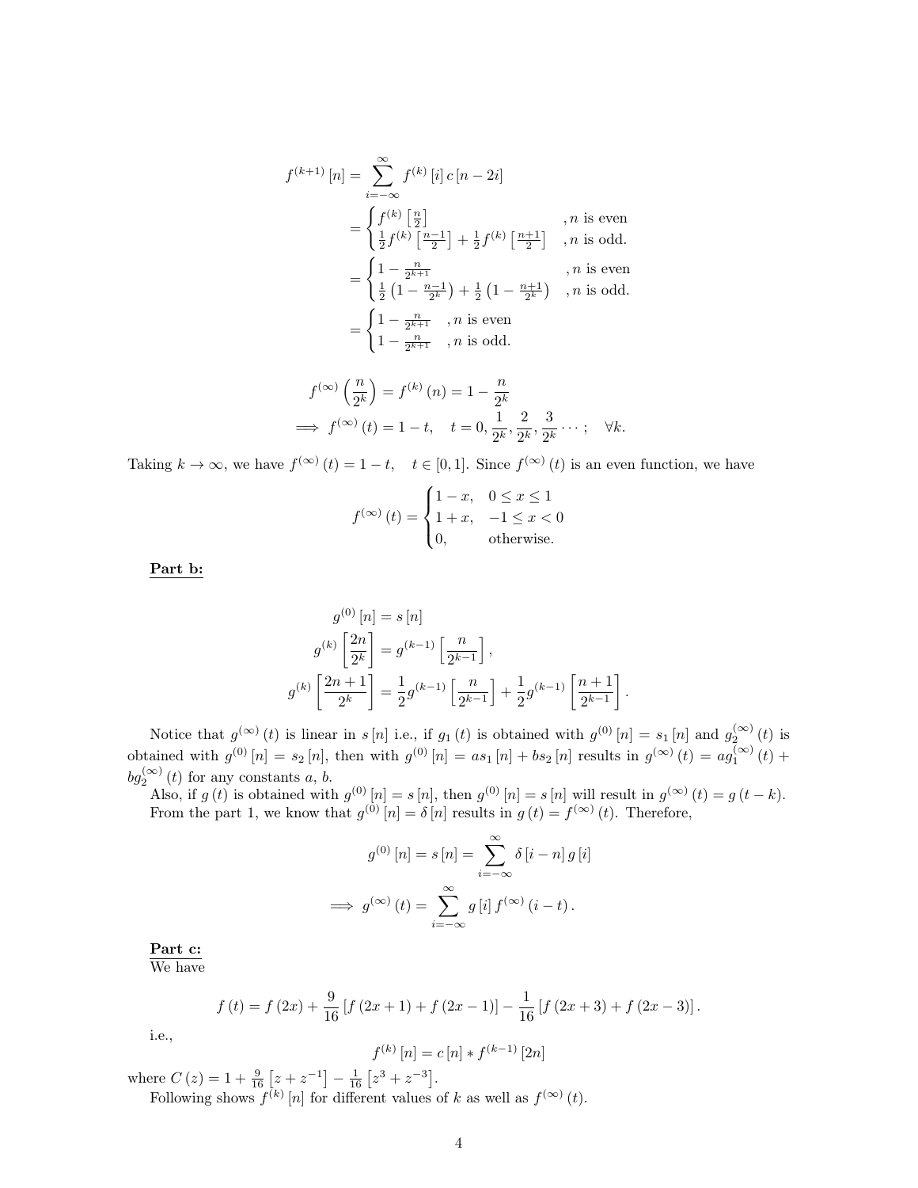$$
\begin{aligned}
f^{(k+1)}[n] &= \sum_{i=-\infty}^{\infty} f^{(k)}[i]\, c[n-2i] \\
&= \begin{cases} f^{(k)}\left[\frac{n}{2}\right] & ,n \text{ is even} \\ \frac{1}{2} f^{(k)}\left[\frac{n-1}{2}\right] + \frac{1}{2} f^{(k)}\left[\frac{n+1}{2}\right] & ,n \text{ is odd.} \end{cases} \\
&= \begin{cases} 1 - \frac{n}{2^{k+1}} & ,n \text{ is even} \\ \frac{1}{2}\left(1 - \frac{n-1}{2^k}\right) + \frac{1}{2}\left(1 - \frac{n+1}{2^k}\right) & ,n \text{ is odd.} \end{cases} \\
&= \begin{cases} 1 - \frac{n}{2^{k+1}} & ,n \text{ is even} \\ 1 - \frac{n}{2^{k+1}} & ,n \text{ is odd.} \end{cases}
\end{aligned}
$$

$$
\begin{aligned}
f^{(\infty)}\left(\frac{n}{2^k}\right) &= f^{(k)}(n) = 1 - \frac{n}{2^k} \\
\implies f^{(\infty)}(t) &= 1 - t, \quad t = 0, \frac{1}{2^k}, \frac{2}{2^k}, \frac{3}{2^k} \cdots; \quad \forall k.
\end{aligned}
$$

Taking $k \to \infty$, we have $f^{(\infty)}(t) = 1 - t, \quad t \in [0,1]$. Since $f^{(\infty)}(t)$ is an even function, we have

$$
f^{(\infty)}(t) = \begin{cases} 1 - x, & 0 \le x \le 1 \\ 1 + x, & -1 \le x < 0 \\ 0, & \text{otherwise.} \end{cases}
$$

**Part b:**

$$
\begin{aligned}
g^{(0)}[n] &= s[n] \\
g^{(k)}\left[\frac{2n}{2^k}\right] &= g^{(k-1)}\left[\frac{n}{2^{k-1}}\right], \\
g^{(k)}\left[\frac{2n+1}{2^k}\right] &= \frac{1}{2} g^{(k-1)}\left[\frac{n}{2^{k-1}}\right] + \frac{1}{2} g^{(k-1)}\left[\frac{n+1}{2^{k-1}}\right].
\end{aligned}
$$

Notice that $g^{(\infty)}(t)$ is linear in $s[n]$ i.e., if $g_1(t)$ is obtained with $g^{(0)}[n] = s_1[n]$ and $g_2^{(\infty)}(t)$ is obtained with $g^{(0)}[n] = s_2[n]$, then with $g^{(0)}[n] = as_1[n] + bs_2[n]$ results in $g^{(\infty)}(t) = ag_1^{(\infty)}(t) + bg_2^{(\infty)}(t)$ for any constants $a$, $b$.

Also, if $g(t)$ is obtained with $g^{(0)}[n] = s[n]$, then $g^{(0)}[n] = s[n]$ will result in $g^{(\infty)}(t) = g(t-k)$.

From the part 1, we know that $g^{(0)}[n] = \delta[n]$ results in $g(t) = f^{(\infty)}(t)$. Therefore,

$$
\begin{aligned}
g^{(0)}[n] = s[n] &= \sum_{i=-\infty}^{\infty} \delta[i-n]\, g[i] \\
\implies g^{(\infty)}(t) &= \sum_{i=-\infty}^{\infty} g[i]\, f^{(\infty)}(i-t).
\end{aligned}
$$

**Part c:**
We have

$$
f(t) = f(2x) + \frac{9}{16}\left[f(2x+1) + f(2x-1)\right] - \frac{1}{16}\left[f(2x+3) + f(2x-3)\right].
$$

i.e.,

$$
f^{(k)}[n] = c[n] * f^{(k-1)}[2n]
$$

where $C(z) = 1 + \frac{9}{16}\left[z + z^{-1}\right] - \frac{1}{16}\left[z^3 + z^{-3}\right]$.

Following shows $f^{(k)}[n]$ for different values of $k$ as well as $f^{(\infty)}(t)$.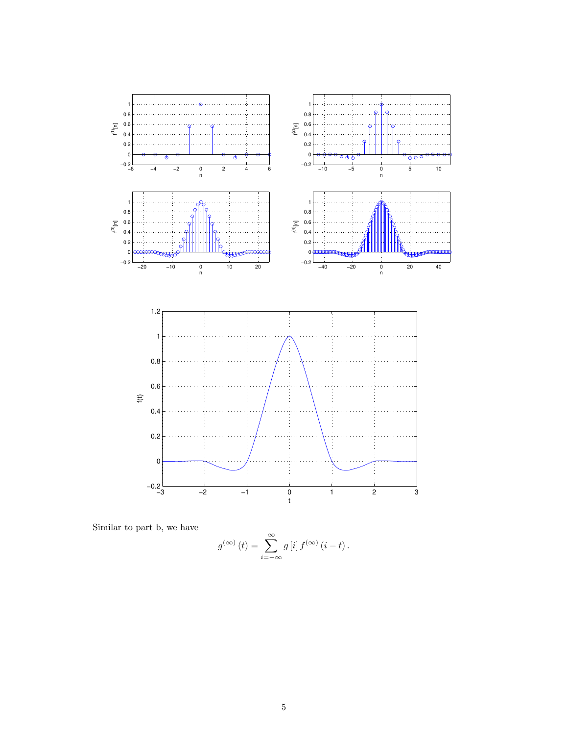Similar to part b, we have

$$g^{(\infty)}(t) = \sum_{i=-\infty}^{\infty} g[i]\, f^{(\infty)}(i-t)\,.$$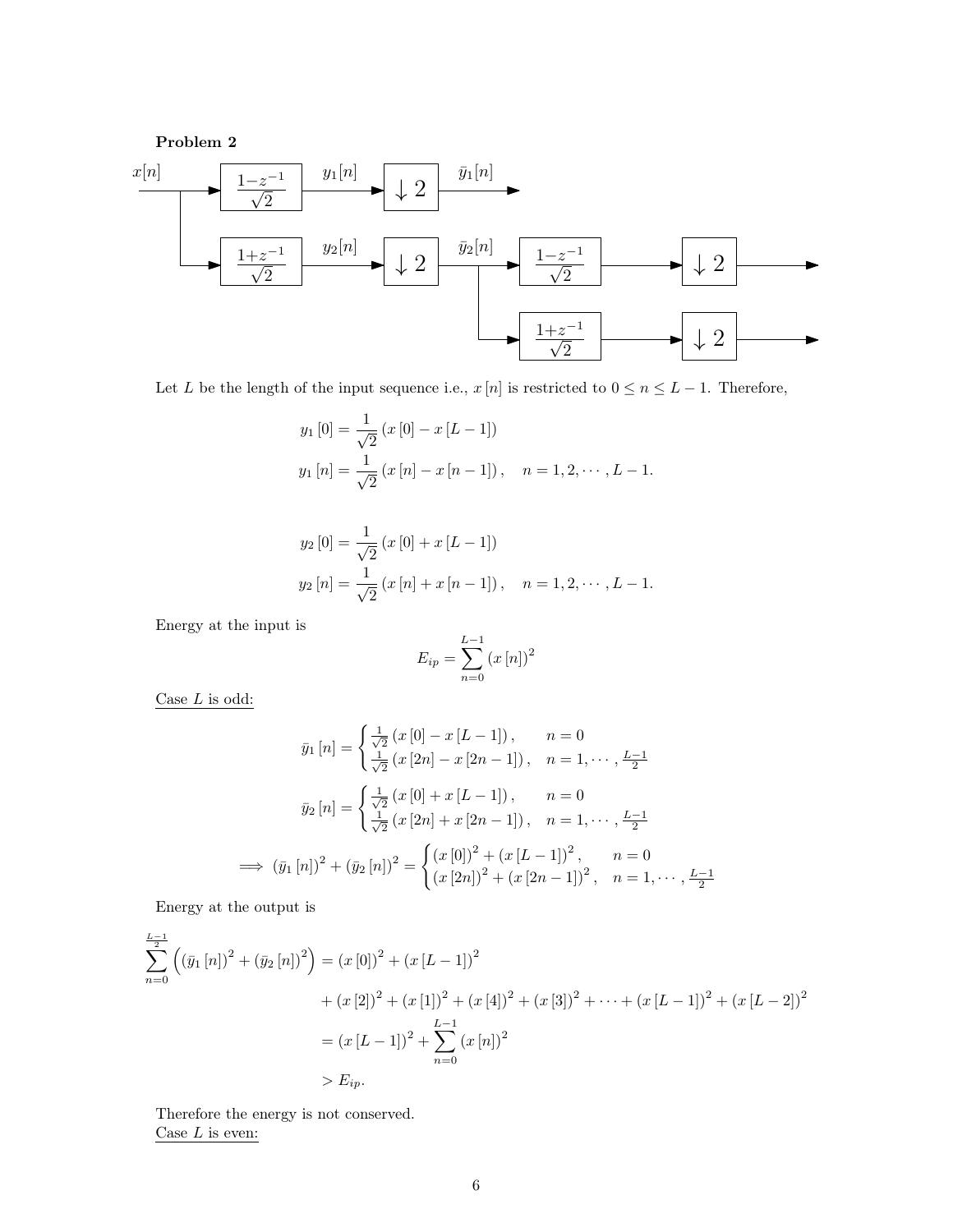**Problem 2**

Let $L$ be the length of the input sequence i.e., $x[n]$ is restricted to $0 \le n \le L-1$. Therefore,

$$y_1[0] = \frac{1}{\sqrt{2}}(x[0] - x[L-1])$$
$$y_1[n] = \frac{1}{\sqrt{2}}(x[n] - x[n-1]), \quad n = 1, 2, \cdots, L-1.$$

$$y_2[0] = \frac{1}{\sqrt{2}}(x[0] + x[L-1])$$
$$y_2[n] = \frac{1}{\sqrt{2}}(x[n] + x[n-1]), \quad n = 1, 2, \cdots, L-1.$$

Energy at the input is

$$E_{ip} = \sum_{n=0}^{L-1}(x[n])^2$$

<u>Case $L$ is odd:</u>

$$\bar{y}_1[n] = \begin{cases} \frac{1}{\sqrt{2}}(x[0] - x[L-1]), & n = 0 \\ \frac{1}{\sqrt{2}}(x[2n] - x[2n-1]), & n = 1, \cdots, \frac{L-1}{2} \end{cases}$$

$$\bar{y}_2[n] = \begin{cases} \frac{1}{\sqrt{2}}(x[0] + x[L-1]), & n = 0 \\ \frac{1}{\sqrt{2}}(x[2n] + x[2n-1]), & n = 1, \cdots, \frac{L-1}{2} \end{cases}$$

$$\implies (\bar{y}_1[n])^2 + (\bar{y}_2[n])^2 = \begin{cases} (x[0])^2 + (x[L-1])^2, & n = 0 \\ (x[2n])^2 + (x[2n-1])^2, & n = 1, \cdots, \frac{L-1}{2} \end{cases}$$

Energy at the output is

$$\begin{aligned}
\sum_{n=0}^{\frac{L-1}{2}} \left((\bar{y}_1[n])^2 + (\bar{y}_2[n])^2\right) &= (x[0])^2 + (x[L-1])^2 \\
&\quad + (x[2])^2 + (x[1])^2 + (x[4])^2 + (x[3])^2 + \cdots + (x[L-1])^2 + (x[L-2])^2 \\
&= (x[L-1])^2 + \sum_{n=0}^{L-1}(x[n])^2 \\
&> E_{ip}.
\end{aligned}$$

Therefore the energy is not conserved.

<u>Case $L$ is even:</u>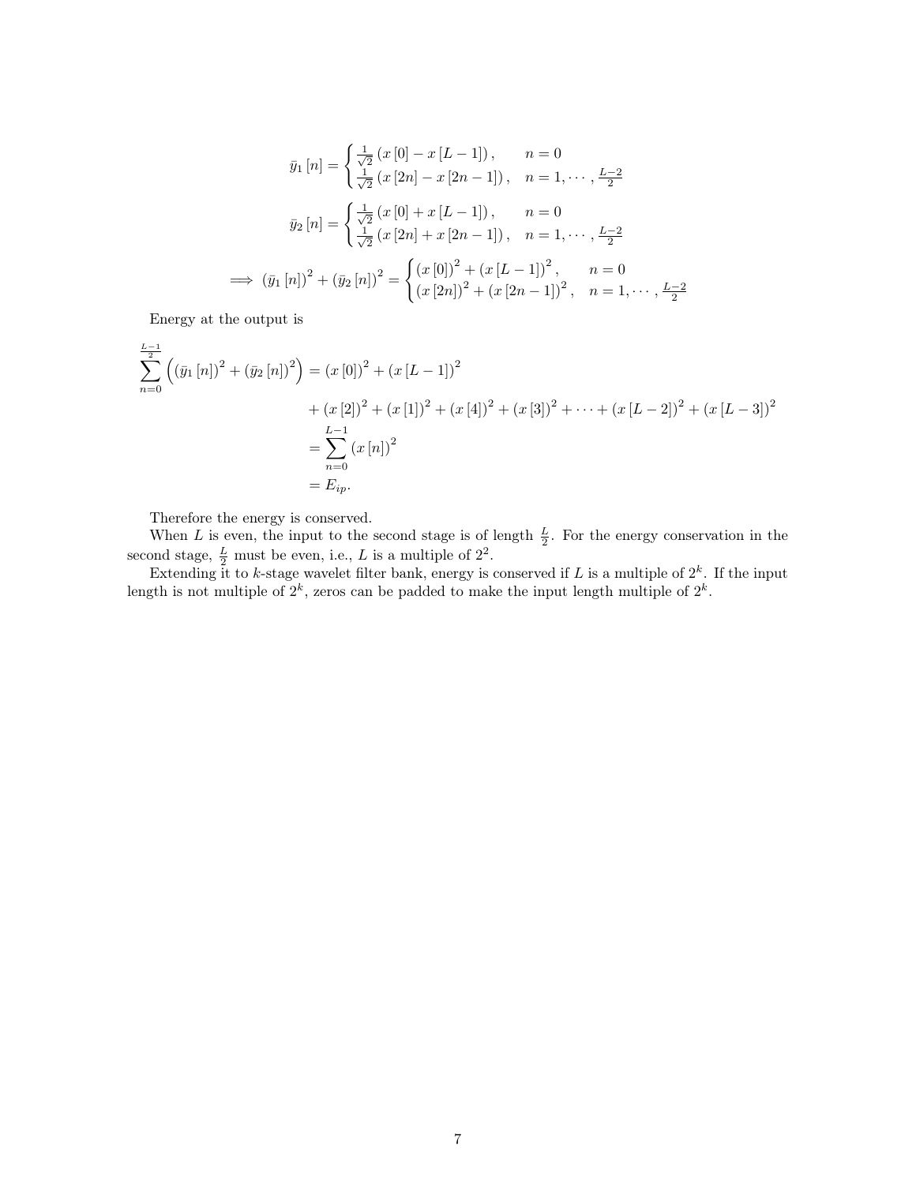$$
\bar{y}_1[n] = \begin{cases} \frac{1}{\sqrt{2}}\left(x[0] - x[L-1]\right), & n = 0 \\ \frac{1}{\sqrt{2}}\left(x[2n] - x[2n-1]\right), & n = 1, \cdots, \frac{L-2}{2} \end{cases}
$$

$$
\bar{y}_2[n] = \begin{cases} \frac{1}{\sqrt{2}}\left(x[0] + x[L-1]\right), & n = 0 \\ \frac{1}{\sqrt{2}}\left(x[2n] + x[2n-1]\right), & n = 1, \cdots, \frac{L-2}{2} \end{cases}
$$

$$
\implies (\bar{y}_1[n])^2 + (\bar{y}_2[n])^2 = \begin{cases} (x[0])^2 + (x[L-1])^2, & n = 0 \\ (x[2n])^2 + (x[2n-1])^2, & n = 1, \cdots, \frac{L-2}{2} \end{cases}
$$

Energy at the output is

$$
\begin{aligned}
\sum_{n=0}^{\frac{L-1}{2}} \left( (\bar{y}_1[n])^2 + (\bar{y}_2[n])^2 \right) &= (x[0])^2 + (x[L-1])^2 \\
&\quad + (x[2])^2 + (x[1])^2 + (x[4])^2 + (x[3])^2 + \cdots + (x[L-2])^2 + (x[L-3])^2 \\
&= \sum_{n=0}^{L-1} (x[n])^2 \\
&= E_{ip}.
\end{aligned}
$$

Therefore the energy is conserved.

When $L$ is even, the input to the second stage is of length $\frac{L}{2}$. For the energy conservation in the second stage, $\frac{L}{2}$ must be even, i.e., $L$ is a multiple of $2^2$.

Extending it to $k$-stage wavelet filter bank, energy is conserved if $L$ is a multiple of $2^k$. If the input length is not multiple of $2^k$, zeros can be padded to make the input length multiple of $2^k$.